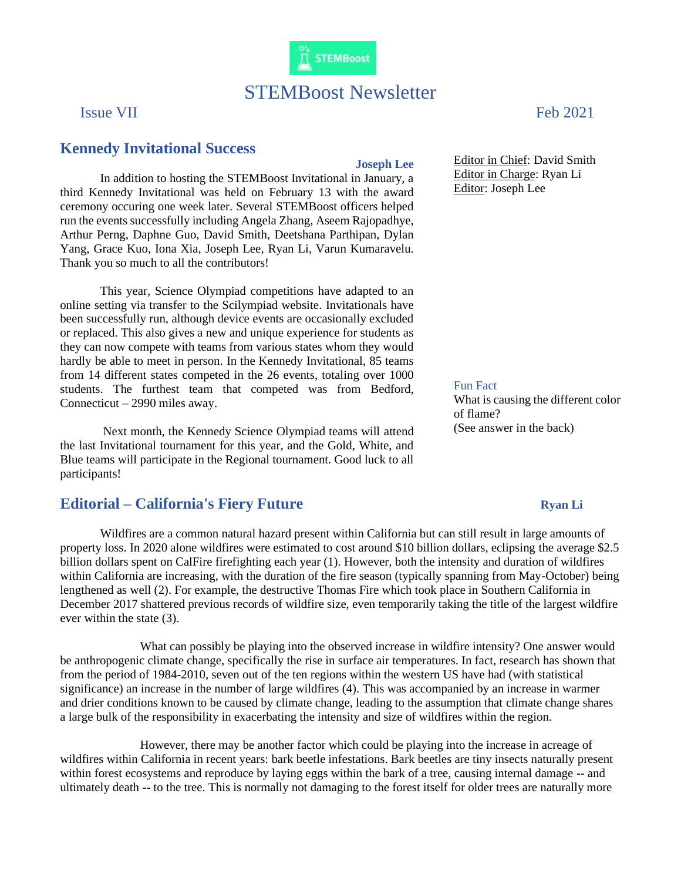STEMBoost

# STEMBoost Newsletter

Issue VII

Feb 2021

Editor in Chief: David Smith
Editor in Charge: Ryan Li
Editor: Joseph Lee

## Kennedy Invitational Success

**Joseph Lee**

In addition to hosting the STEMBoost Invitational in January, a third Kennedy Invitational was held on February 13 with the award ceremony occuring one week later. Several STEMBoost officers helped run the events successfully including Angela Zhang, Aseem Rajopadhye, Arthur Perng, Daphne Guo, David Smith, Deetshana Parthipan, Dylan Yang, Grace Kuo, Iona Xia, Joseph Lee, Ryan Li, Varun Kumaravelu. Thank you so much to all the contributors!

This year, Science Olympiad competitions have adapted to an online setting via transfer to the Scilympiad website. Invitationals have been successfully run, although device events are occasionally excluded or replaced. This also gives a new and unique experience for students as they can now compete with teams from various states whom they would hardly be able to meet in person. In the Kennedy Invitational, 85 teams from 14 different states competed in the 26 events, totaling over 1000 students. The furthest team that competed was from Bedford, Connecticut – 2990 miles away.

Next month, the Kennedy Science Olympiad teams will attend the last Invitational tournament for this year, and the Gold, White, and Blue teams will participate in the Regional tournament. Good luck to all participants!

Fun Fact
What is causing the different color of flame?
(See answer in the back)

## Editorial – California's Fiery Future

**Ryan Li**

Wildfires are a common natural hazard present within California but can still result in large amounts of property loss. In 2020 alone wildfires were estimated to cost around $10 billion dollars, eclipsing the average $2.5 billion dollars spent on CalFire firefighting each year (1). However, both the intensity and duration of wildfires within California are increasing, with the duration of the fire season (typically spanning from May-October) being lengthened as well (2). For example, the destructive Thomas Fire which took place in Southern California in December 2017 shattered previous records of wildfire size, even temporarily taking the title of the largest wildfire ever within the state (3).

What can possibly be playing into the observed increase in wildfire intensity? One answer would be anthropogenic climate change, specifically the rise in surface air temperatures. In fact, research has shown that from the period of 1984-2010, seven out of the ten regions within the western US have had (with statistical significance) an increase in the number of large wildfires (4). This was accompanied by an increase in warmer and drier conditions known to be caused by climate change, leading to the assumption that climate change shares a large bulk of the responsibility in exacerbating the intensity and size of wildfires within the region.

However, there may be another factor which could be playing into the increase in acreage of wildfires within California in recent years: bark beetle infestations. Bark beetles are tiny insects naturally present within forest ecosystems and reproduce by laying eggs within the bark of a tree, causing internal damage -- and ultimately death -- to the tree. This is normally not damaging to the forest itself for older trees are naturally more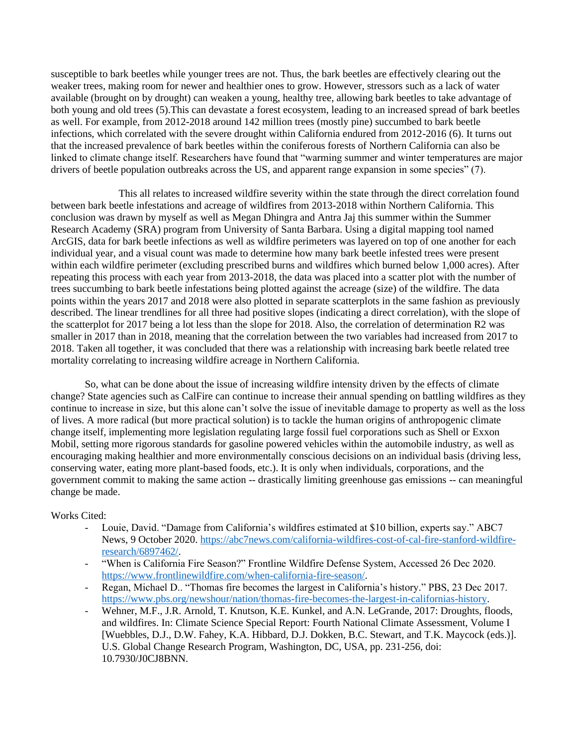susceptible to bark beetles while younger trees are not. Thus, the bark beetles are effectively clearing out the weaker trees, making room for newer and healthier ones to grow. However, stressors such as a lack of water available (brought on by drought) can weaken a young, healthy tree, allowing bark beetles to take advantage of both young and old trees (5).This can devastate a forest ecosystem, leading to an increased spread of bark beetles as well. For example, from 2012-2018 around 142 million trees (mostly pine) succumbed to bark beetle infections, which correlated with the severe drought within California endured from 2012-2016 (6). It turns out that the increased prevalence of bark beetles within the coniferous forests of Northern California can also be linked to climate change itself. Researchers have found that "warming summer and winter temperatures are major drivers of beetle population outbreaks across the US, and apparent range expansion in some species" (7).

This all relates to increased wildfire severity within the state through the direct correlation found between bark beetle infestations and acreage of wildfires from 2013-2018 within Northern California. This conclusion was drawn by myself as well as Megan Dhingra and Antra Jaj this summer within the Summer Research Academy (SRA) program from University of Santa Barbara. Using a digital mapping tool named ArcGIS, data for bark beetle infections as well as wildfire perimeters was layered on top of one another for each individual year, and a visual count was made to determine how many bark beetle infested trees were present within each wildfire perimeter (excluding prescribed burns and wildfires which burned below 1,000 acres). After repeating this process with each year from 2013-2018, the data was placed into a scatter plot with the number of trees succumbing to bark beetle infestations being plotted against the acreage (size) of the wildfire. The data points within the years 2017 and 2018 were also plotted in separate scatterplots in the same fashion as previously described. The linear trendlines for all three had positive slopes (indicating a direct correlation), with the slope of the scatterplot for 2017 being a lot less than the slope for 2018. Also, the correlation of determination R2 was smaller in 2017 than in 2018, meaning that the correlation between the two variables had increased from 2017 to 2018. Taken all together, it was concluded that there was a relationship with increasing bark beetle related tree mortality correlating to increasing wildfire acreage in Northern California.

So, what can be done about the issue of increasing wildfire intensity driven by the effects of climate change? State agencies such as CalFire can continue to increase their annual spending on battling wildfires as they continue to increase in size, but this alone can't solve the issue of inevitable damage to property as well as the loss of lives. A more radical (but more practical solution) is to tackle the human origins of anthropogenic climate change itself, implementing more legislation regulating large fossil fuel corporations such as Shell or Exxon Mobil, setting more rigorous standards for gasoline powered vehicles within the automobile industry, as well as encouraging making healthier and more environmentally conscious decisions on an individual basis (driving less, conserving water, eating more plant-based foods, etc.). It is only when individuals, corporations, and the government commit to making the same action -- drastically limiting greenhouse gas emissions -- can meaningful change be made.

Works Cited:

- Louie, David. "Damage from California's wildfires estimated at $10 billion, experts say." ABC7 News, 9 October 2020. https://abc7news.com/california-wildfires-cost-of-cal-fire-stanford-wildfire-research/6897462/.
- "When is California Fire Season?" Frontline Wildfire Defense System, Accessed 26 Dec 2020. https://www.frontlinewildfire.com/when-california-fire-season/.
- Regan, Michael D.. "Thomas fire becomes the largest in California's history." PBS, 23 Dec 2017. https://www.pbs.org/newshour/nation/thomas-fire-becomes-the-largest-in-californias-history.
- Wehner, M.F., J.R. Arnold, T. Knutson, K.E. Kunkel, and A.N. LeGrande, 2017: Droughts, floods, and wildfires. In: Climate Science Special Report: Fourth National Climate Assessment, Volume I [Wuebbles, D.J., D.W. Fahey, K.A. Hibbard, D.J. Dokken, B.C. Stewart, and T.K. Maycock (eds.)]. U.S. Global Change Research Program, Washington, DC, USA, pp. 231-256, doi: 10.7930/J0CJ8BNN.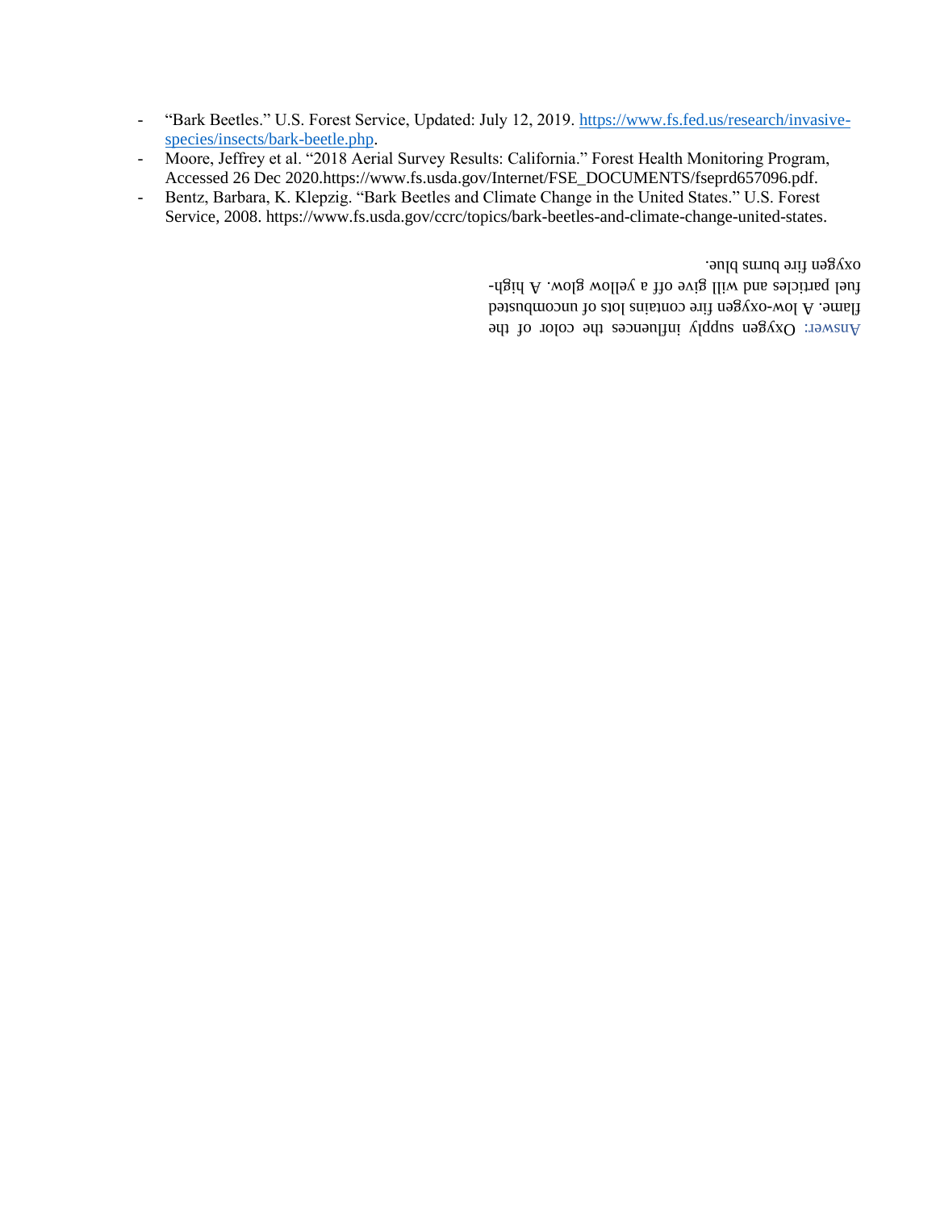- "Bark Beetles." U.S. Forest Service, Updated: July 12, 2019. [https://www.fs.fed.us/research/invasive-species/insects/bark-beetle.php](https://www.fs.fed.us/research/invasive-species/insects/bark-beetle.php).
- Moore, Jeffrey et al. "2018 Aerial Survey Results: California." Forest Health Monitoring Program, Accessed 26 Dec 2020.https://www.fs.usda.gov/Internet/FSE_DOCUMENTS/fseprd657096.pdf.
- Bentz, Barbara, K. Klepzig. "Bark Beetles and Climate Change in the United States." U.S. Forest Service, 2008. https://www.fs.usda.gov/ccrc/topics/bark-beetles-and-climate-change-united-states.

Answer: Oxygen supply influences the color of the flame. A low-oxygen fire contains lots of uncombusted fuel particles and will give off a yellow glow. A high-oxygen fire burns blue.